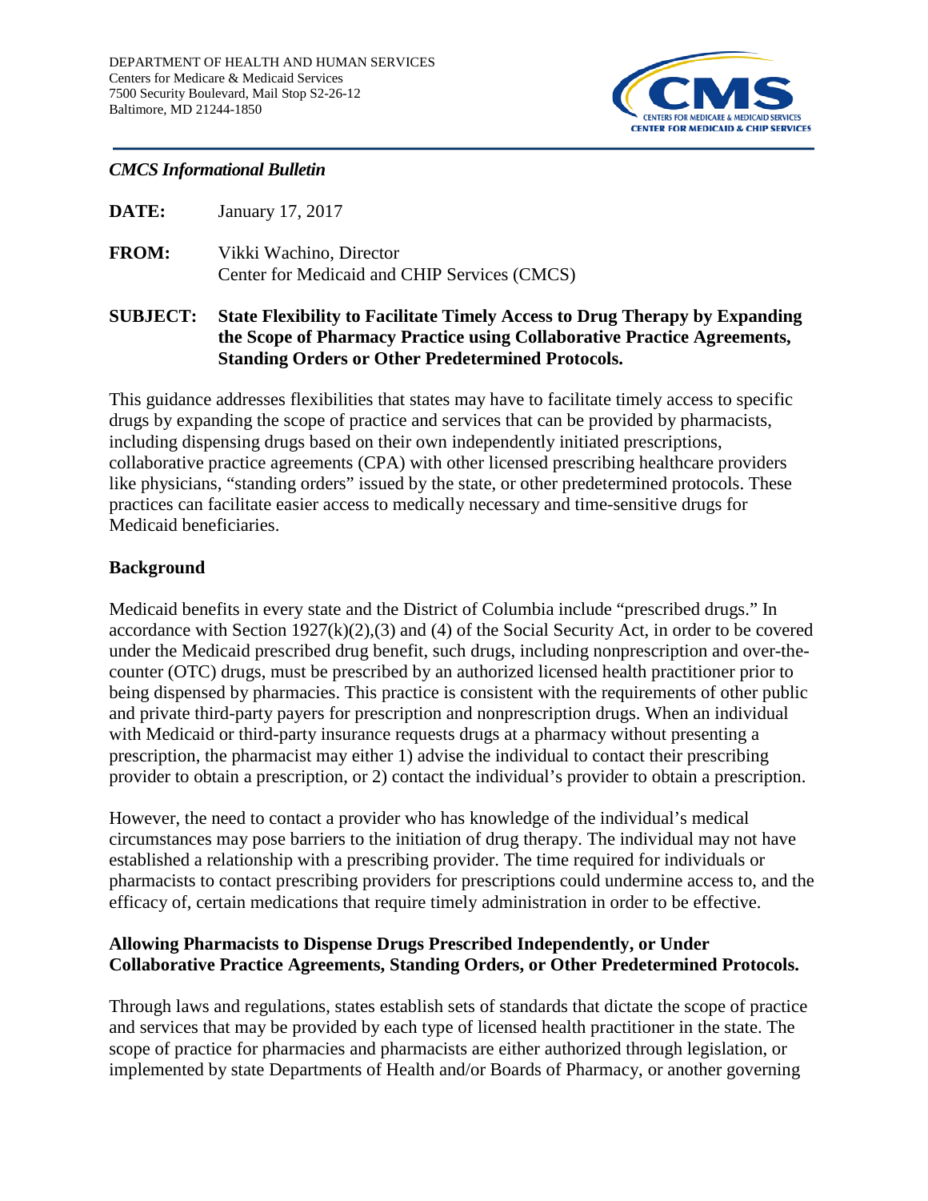DEPARTMENT OF HEALTH AND HUMAN SERVICES
Centers for Medicare & Medicaid Services
7500 Security Boulevard, Mail Stop S2-26-12
Baltimore, MD 21244-1850

*CMCS Informational Bulletin*

**DATE:** January 17, 2017

**FROM:** Vikki Wachino, Director
Center for Medicaid and CHIP Services (CMCS)

**SUBJECT: State Flexibility to Facilitate Timely Access to Drug Therapy by Expanding the Scope of Pharmacy Practice using Collaborative Practice Agreements, Standing Orders or Other Predetermined Protocols.**

This guidance addresses flexibilities that states may have to facilitate timely access to specific drugs by expanding the scope of practice and services that can be provided by pharmacists, including dispensing drugs based on their own independently initiated prescriptions, collaborative practice agreements (CPA) with other licensed prescribing healthcare providers like physicians, "standing orders" issued by the state, or other predetermined protocols. These practices can facilitate easier access to medically necessary and time-sensitive drugs for Medicaid beneficiaries.

## Background

Medicaid benefits in every state and the District of Columbia include "prescribed drugs." In accordance with Section 1927(k)(2),(3) and (4) of the Social Security Act, in order to be covered under the Medicaid prescribed drug benefit, such drugs, including nonprescription and over-the-counter (OTC) drugs, must be prescribed by an authorized licensed health practitioner prior to being dispensed by pharmacies. This practice is consistent with the requirements of other public and private third-party payers for prescription and nonprescription drugs. When an individual with Medicaid or third-party insurance requests drugs at a pharmacy without presenting a prescription, the pharmacist may either 1) advise the individual to contact their prescribing provider to obtain a prescription, or 2) contact the individual's provider to obtain a prescription.

However, the need to contact a provider who has knowledge of the individual's medical circumstances may pose barriers to the initiation of drug therapy. The individual may not have established a relationship with a prescribing provider. The time required for individuals or pharmacists to contact prescribing providers for prescriptions could undermine access to, and the efficacy of, certain medications that require timely administration in order to be effective.

## Allowing Pharmacists to Dispense Drugs Prescribed Independently, or Under Collaborative Practice Agreements, Standing Orders, or Other Predetermined Protocols.

Through laws and regulations, states establish sets of standards that dictate the scope of practice and services that may be provided by each type of licensed health practitioner in the state. The scope of practice for pharmacies and pharmacists are either authorized through legislation, or implemented by state Departments of Health and/or Boards of Pharmacy, or another governing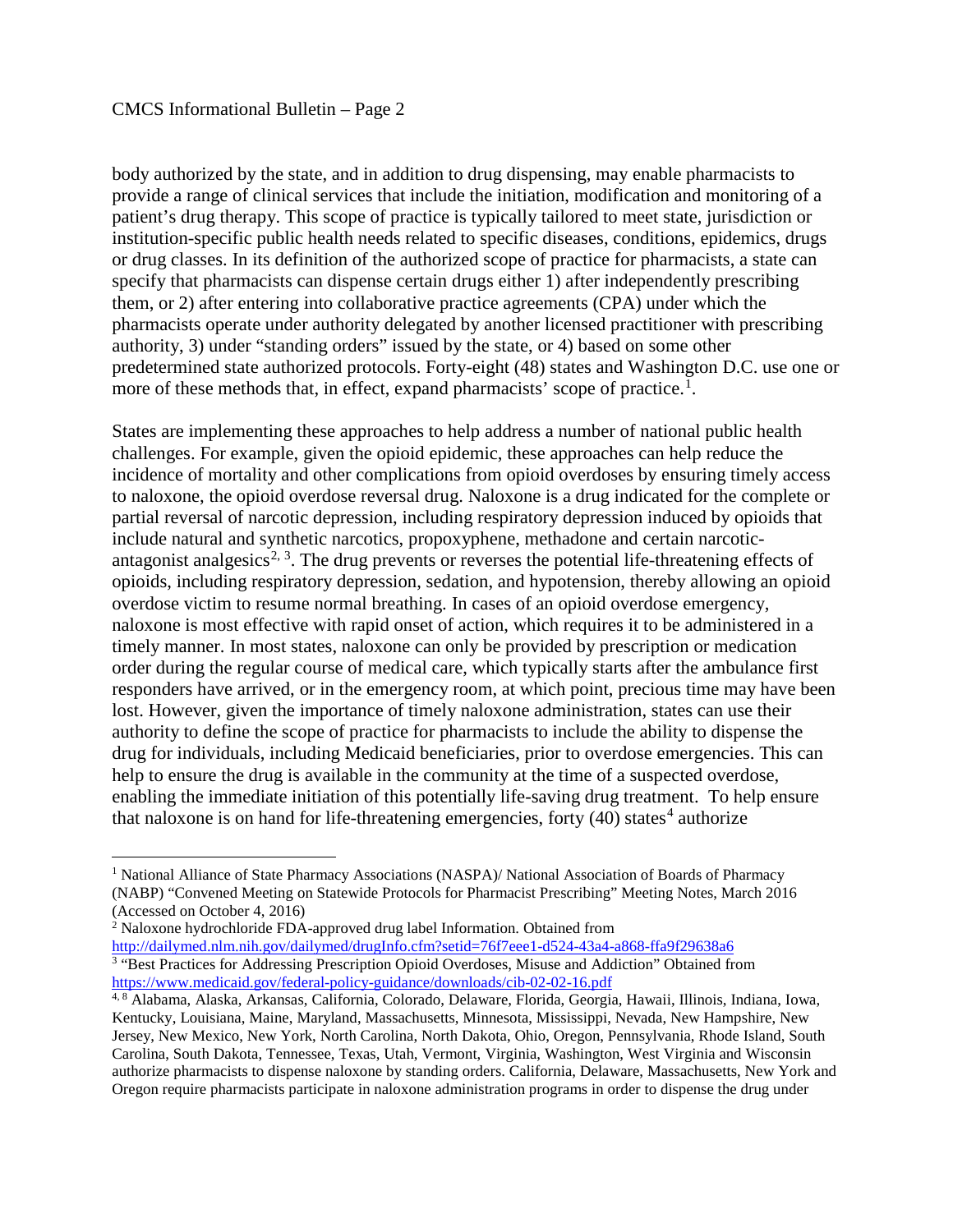body authorized by the state, and in addition to drug dispensing, may enable pharmacists to provide a range of clinical services that include the initiation, modification and monitoring of a patient's drug therapy. This scope of practice is typically tailored to meet state, jurisdiction or institution-specific public health needs related to specific diseases, conditions, epidemics, drugs or drug classes. In its definition of the authorized scope of practice for pharmacists, a state can specify that pharmacists can dispense certain drugs either 1) after independently prescribing them, or 2) after entering into collaborative practice agreements (CPA) under which the pharmacists operate under authority delegated by another licensed practitioner with prescribing authority, 3) under "standing orders" issued by the state, or 4) based on some other predetermined state authorized protocols. Forty-eight (48) states and Washington D.C. use one or more of these methods that, in effect, expand pharmacists' scope of practice.[1].

States are implementing these approaches to help address a number of national public health challenges. For example, given the opioid epidemic, these approaches can help reduce the incidence of mortality and other complications from opioid overdoses by ensuring timely access to naloxone, the opioid overdose reversal drug. Naloxone is a drug indicated for the complete or partial reversal of narcotic depression, including respiratory depression induced by opioids that include natural and synthetic narcotics, propoxyphene, methadone and certain narcotic-antagonist analgesics[2, 3]. The drug prevents or reverses the potential life-threatening effects of opioids, including respiratory depression, sedation, and hypotension, thereby allowing an opioid overdose victim to resume normal breathing. In cases of an opioid overdose emergency, naloxone is most effective with rapid onset of action, which requires it to be administered in a timely manner. In most states, naloxone can only be provided by prescription or medication order during the regular course of medical care, which typically starts after the ambulance first responders have arrived, or in the emergency room, at which point, precious time may have been lost. However, given the importance of timely naloxone administration, states can use their authority to define the scope of practice for pharmacists to include the ability to dispense the drug for individuals, including Medicaid beneficiaries, prior to overdose emergencies. This can help to ensure the drug is available in the community at the time of a suspected overdose, enabling the immediate initiation of this potentially life-saving drug treatment. To help ensure that naloxone is on hand for life-threatening emergencies, forty (40) states[4] authorize

---

[1] National Alliance of State Pharmacy Associations (NASPA)/ National Association of Boards of Pharmacy (NABP) "Convened Meeting on Statewide Protocols for Pharmacist Prescribing" Meeting Notes, March 2016 (Accessed on October 4, 2016)

[2] Naloxone hydrochloride FDA-approved drug label Information. Obtained from http://dailymed.nlm.nih.gov/dailymed/drugInfo.cfm?setid=76f7eee1-d524-43a4-a868-ffa9f29638a6

[3] "Best Practices for Addressing Prescription Opioid Overdoses, Misuse and Addiction" Obtained from https://www.medicaid.gov/federal-policy-guidance/downloads/cib-02-02-16.pdf

[4, 8] Alabama, Alaska, Arkansas, California, Colorado, Delaware, Florida, Georgia, Hawaii, Illinois, Indiana, Iowa, Kentucky, Louisiana, Maine, Maryland, Massachusetts, Minnesota, Mississippi, Nevada, New Hampshire, New Jersey, New Mexico, New York, North Carolina, North Dakota, Ohio, Oregon, Pennsylvania, Rhode Island, South Carolina, South Dakota, Tennessee, Texas, Utah, Vermont, Virginia, Washington, West Virginia and Wisconsin authorize pharmacists to dispense naloxone by standing orders. California, Delaware, Massachusetts, New York and Oregon require pharmacists participate in naloxone administration programs in order to dispense the drug under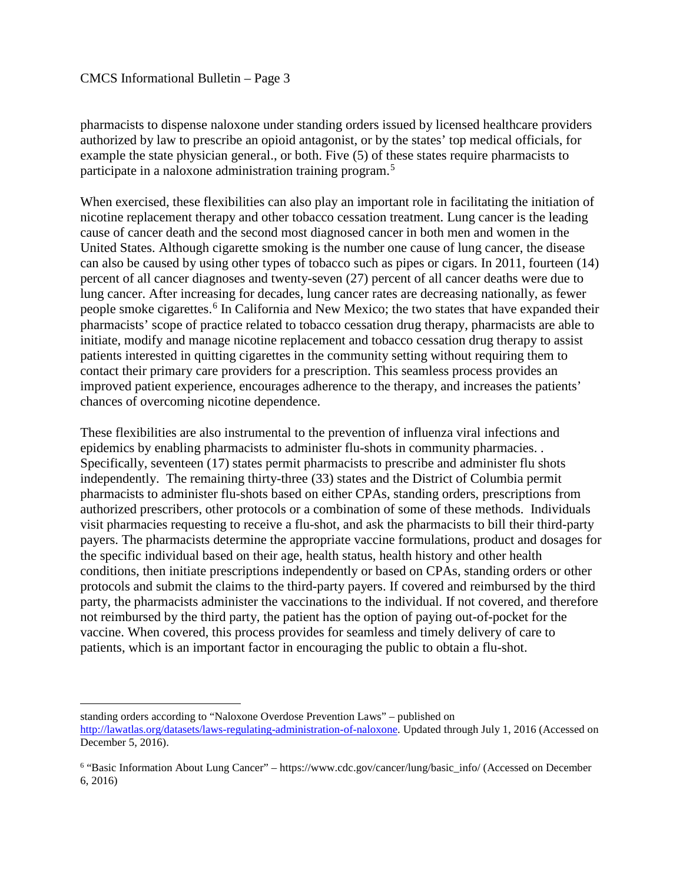pharmacists to dispense naloxone under standing orders issued by licensed healthcare providers authorized by law to prescribe an opioid antagonist, or by the states' top medical officials, for example the state physician general., or both. Five (5) of these states require pharmacists to participate in a naloxone administration training program.[5]

When exercised, these flexibilities can also play an important role in facilitating the initiation of nicotine replacement therapy and other tobacco cessation treatment. Lung cancer is the leading cause of cancer death and the second most diagnosed cancer in both men and women in the United States. Although cigarette smoking is the number one cause of lung cancer, the disease can also be caused by using other types of tobacco such as pipes or cigars. In 2011, fourteen (14) percent of all cancer diagnoses and twenty-seven (27) percent of all cancer deaths were due to lung cancer. After increasing for decades, lung cancer rates are decreasing nationally, as fewer people smoke cigarettes.[6] In California and New Mexico; the two states that have expanded their pharmacists' scope of practice related to tobacco cessation drug therapy, pharmacists are able to initiate, modify and manage nicotine replacement and tobacco cessation drug therapy to assist patients interested in quitting cigarettes in the community setting without requiring them to contact their primary care providers for a prescription. This seamless process provides an improved patient experience, encourages adherence to the therapy, and increases the patients' chances of overcoming nicotine dependence.

These flexibilities are also instrumental to the prevention of influenza viral infections and epidemics by enabling pharmacists to administer flu-shots in community pharmacies. . Specifically, seventeen (17) states permit pharmacists to prescribe and administer flu shots independently. The remaining thirty-three (33) states and the District of Columbia permit pharmacists to administer flu-shots based on either CPAs, standing orders, prescriptions from authorized prescribers, other protocols or a combination of some of these methods. Individuals visit pharmacies requesting to receive a flu-shot, and ask the pharmacists to bill their third-party payers. The pharmacists determine the appropriate vaccine formulations, product and dosages for the specific individual based on their age, health status, health history and other health conditions, then initiate prescriptions independently or based on CPAs, standing orders or other protocols and submit the claims to the third-party payers. If covered and reimbursed by the third party, the pharmacists administer the vaccinations to the individual. If not covered, and therefore not reimbursed by the third party, the patient has the option of paying out-of-pocket for the vaccine. When covered, this process provides for seamless and timely delivery of care to patients, which is an important factor in encouraging the public to obtain a flu-shot.

---

standing orders according to "Naloxone Overdose Prevention Laws" – published on [http://lawatlas.org/datasets/laws-regulating-administration-of-naloxone](http://lawatlas.org/datasets/laws-regulating-administration-of-naloxone). Updated through July 1, 2016 (Accessed on December 5, 2016).

[6] "Basic Information About Lung Cancer" – https://www.cdc.gov/cancer/lung/basic_info/ (Accessed on December 6, 2016)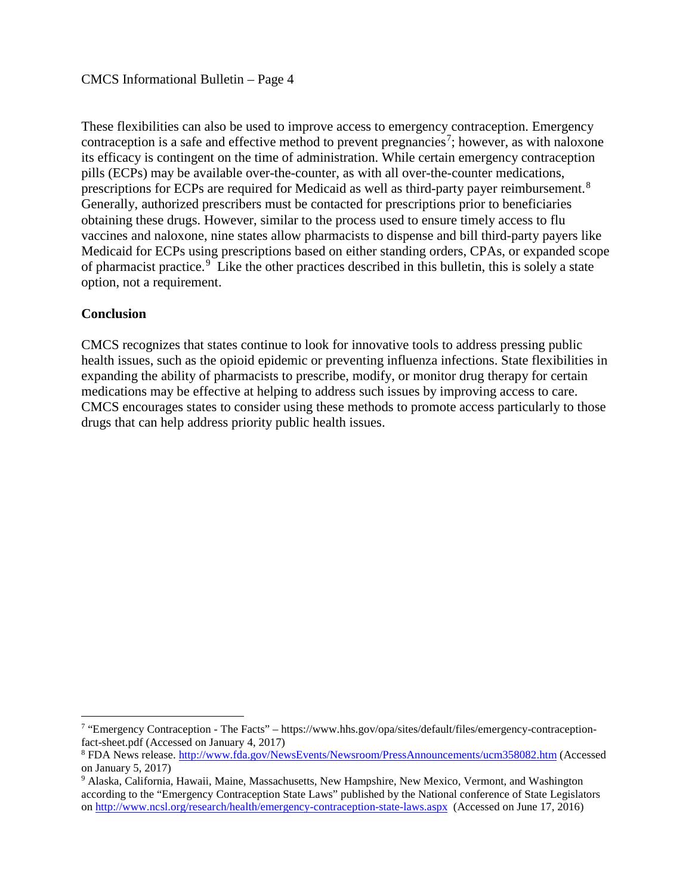These flexibilities can also be used to improve access to emergency contraception. Emergency contraception is a safe and effective method to prevent pregnancies[7]; however, as with naloxone its efficacy is contingent on the time of administration. While certain emergency contraception pills (ECPs) may be available over-the-counter, as with all over-the-counter medications, prescriptions for ECPs are required for Medicaid as well as third-party payer reimbursement.[8] Generally, authorized prescribers must be contacted for prescriptions prior to beneficiaries obtaining these drugs. However, similar to the process used to ensure timely access to flu vaccines and naloxone, nine states allow pharmacists to dispense and bill third-party payers like Medicaid for ECPs using prescriptions based on either standing orders, CPAs, or expanded scope of pharmacist practice.[9] Like the other practices described in this bulletin, this is solely a state option, not a requirement.

**Conclusion**

CMCS recognizes that states continue to look for innovative tools to address pressing public health issues, such as the opioid epidemic or preventing influenza infections. State flexibilities in expanding the ability of pharmacists to prescribe, modify, or monitor drug therapy for certain medications may be effective at helping to address such issues by improving access to care. CMCS encourages states to consider using these methods to promote access particularly to those drugs that can help address priority public health issues.

---

[7] "Emergency Contraception - The Facts" – https://www.hhs.gov/opa/sites/default/files/emergency-contraception-fact-sheet.pdf (Accessed on January 4, 2017)

[8] FDA News release. http://www.fda.gov/NewsEvents/Newsroom/PressAnnouncements/ucm358082.htm (Accessed on January 5, 2017)

[9] Alaska, California, Hawaii, Maine, Massachusetts, New Hampshire, New Mexico, Vermont, and Washington according to the "Emergency Contraception State Laws" published by the National conference of State Legislators on http://www.ncsl.org/research/health/emergency-contraception-state-laws.aspx (Accessed on June 17, 2016)